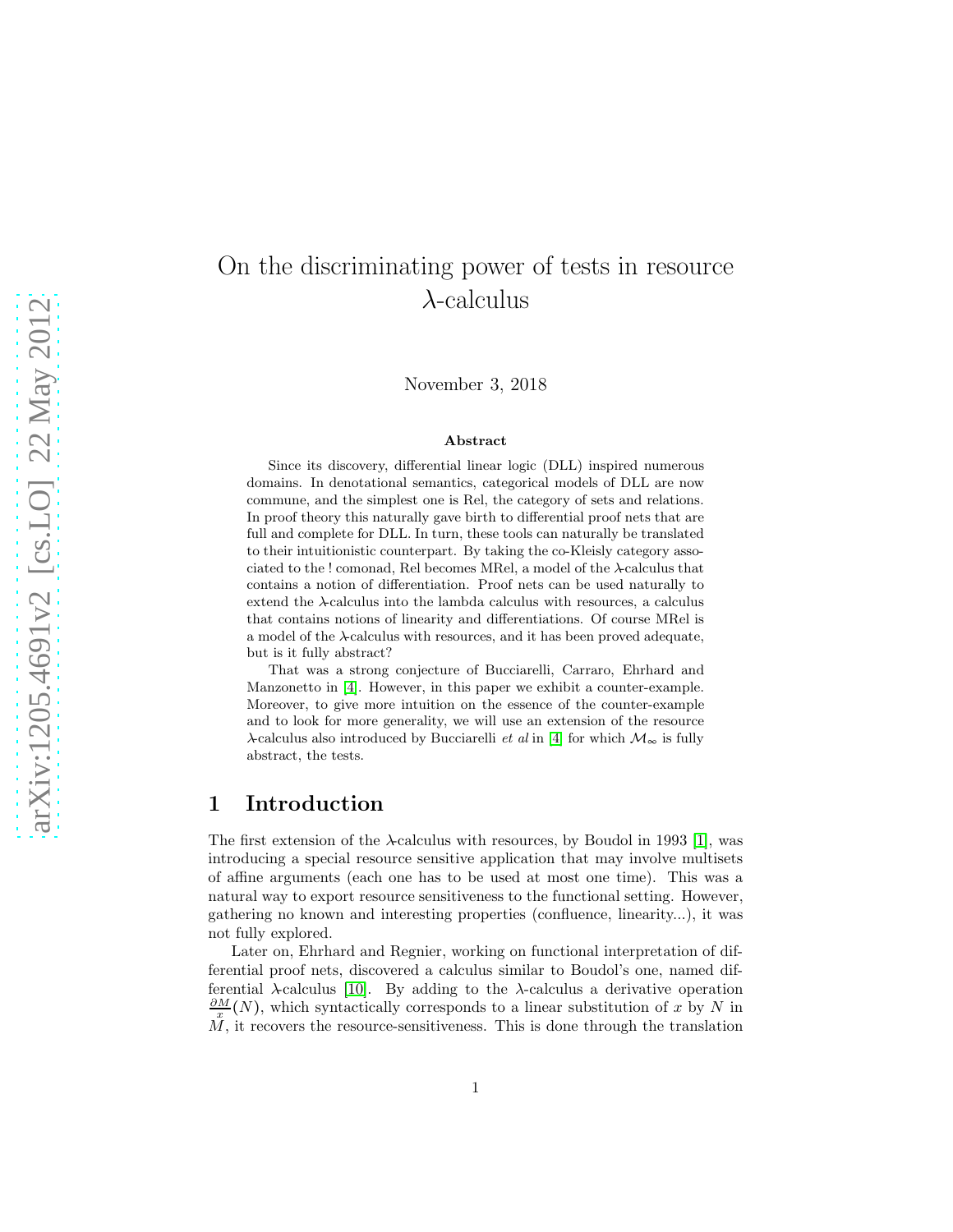# On the discriminating power of tests in resource $\lambda$-calculus

November 3, 2018

**Abstract**

Since its discovery, differential linear logic (DLL) inspired numerous domains. In denotational semantics, categorical models of DLL are now commune, and the simplest one is Rel, the category of sets and relations. In proof theory this naturally gave birth to differential proof nets that are full and complete for DLL. In turn, these tools can naturally be translated to their intuitionistic counterpart. By taking the co-Kleisly category associated to the ! comonad, Rel becomes MRel, a model of the $\lambda$-calculus that contains a notion of differentiation. Proof nets can be used naturally to extend the $\lambda$-calculus into the lambda calculus with resources, a calculus that contains notions of linearity and differentiations. Of course MRel is a model of the $\lambda$-calculus with resources, and it has been proved adequate, but is it fully abstract?

That was a strong conjecture of Bucciarelli, Carraro, Ehrhard and Manzonetto in [4]. However, in this paper we exhibit a counter-example. Moreover, to give more intuition on the essence of the counter-example and to look for more generality, we will use an extension of the resource $\lambda$-calculus also introduced by Bucciarelli *et al* in [4] for which $\mathcal{M}_\infty$ is fully abstract, the tests.

## 1 Introduction

The first extension of the $\lambda$-calculus with resources, by Boudol in 1993 [1], was introducing a special resource sensitive application that may involve multisets of affine arguments (each one has to be used at most one time). This was a natural way to export resource sensitiveness to the functional setting. However, gathering no known and interesting properties (confluence, linearity...), it was not fully explored.

Later on, Ehrhard and Regnier, working on functional interpretation of differential proof nets, discovered a calculus similar to Boudol's one, named differential $\lambda$-calculus [10]. By adding to the $\lambda$-calculus a derivative operation $\frac{\partial M}{x}(N)$, which syntactically corresponds to a linear substitution of $x$ by $N$ in $M$, it recovers the resource-sensitiveness. This is done through the translation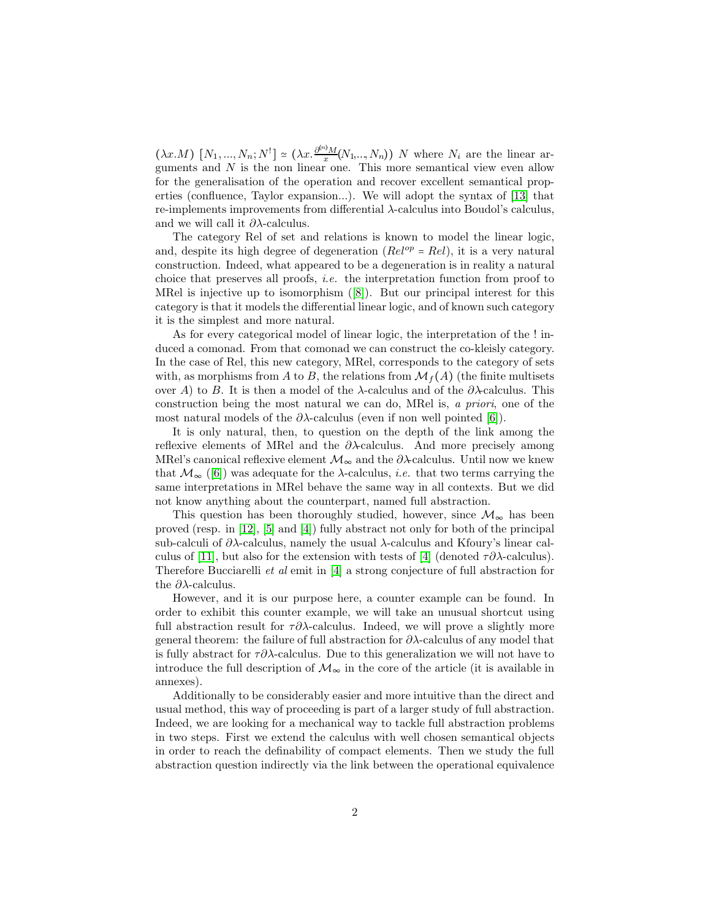$(\lambda x.M)\ [N_1,...,N_n;N^!] \simeq (\lambda x.\frac{\partial^{(n)}M}{x}(N_1,..,N_n))\ N$ where $N_i$ are the linear arguments and $N$ is the non linear one. This more semantical view even allow for the generalisation of the operation and recover excellent semantical properties (confluence, Taylor expansion...). We will adopt the syntax of [13] that re-implements improvements from differential $\lambda$-calculus into Boudol's calculus, and we will call it $\partial\lambda$-calculus.

The category Rel of set and relations is known to model the linear logic, and, despite its high degree of degeneration ($Rel^{op} = Rel$), it is a very natural construction. Indeed, what appeared to be a degeneration is in reality a natural choice that preserves all proofs, *i.e.* the interpretation function from proof to MRel is injective up to isomorphism ([8]). But our principal interest for this category is that it models the differential linear logic, and of known such category it is the simplest and more natural.

As for every categorical model of linear logic, the interpretation of the ! induced a comonad. From that comonad we can construct the co-kleisly category. In the case of Rel, this new category, MRel, corresponds to the category of sets with, as morphisms from $A$ to $B$, the relations from $\mathcal{M}_f(A)$ (the finite multisets over $A$) to $B$. It is then a model of the $\lambda$-calculus and of the $\partial\lambda$-calculus. This construction being the most natural we can do, MRel is, *a priori*, one of the most natural models of the $\partial\lambda$-calculus (even if non well pointed [6]).

It is only natural, then, to question on the depth of the link among the reflexive elements of MRel and the $\partial\lambda$-calculus. And more precisely among MRel's canonical reflexive element $\mathcal{M}_\infty$ and the $\partial\lambda$-calculus. Until now we knew that $\mathcal{M}_\infty$ ([6]) was adequate for the $\lambda$-calculus, *i.e.* that two terms carrying the same interpretations in MRel behave the same way in all contexts. But we did not know anything about the counterpart, named full abstraction.

This question has been thoroughly studied, however, since $\mathcal{M}_\infty$ has been proved (resp. in [12], [5] and [4]) fully abstract not only for both of the principal sub-calculi of $\partial\lambda$-calculus, namely the usual $\lambda$-calculus and Kfoury's linear calculus of [11], but also for the extension with tests of [4] (denoted $\tau\partial\lambda$-calculus). Therefore Bucciarelli *et al* emit in [4] a strong conjecture of full abstraction for the $\partial\lambda$-calculus.

However, and it is our purpose here, a counter example can be found. In order to exhibit this counter example, we will take an unusual shortcut using full abstraction result for $\tau\partial\lambda$-calculus. Indeed, we will prove a slightly more general theorem: the failure of full abstraction for $\partial\lambda$-calculus of any model that is fully abstract for $\tau\partial\lambda$-calculus. Due to this generalization we will not have to introduce the full description of $\mathcal{M}_\infty$ in the core of the article (it is available in annexes).

Additionally to be considerably easier and more intuitive than the direct and usual method, this way of proceeding is part of a larger study of full abstraction. Indeed, we are looking for a mechanical way to tackle full abstraction problems in two steps. First we extend the calculus with well chosen semantical objects in order to reach the definability of compact elements. Then we study the full abstraction question indirectly via the link between the operational equivalence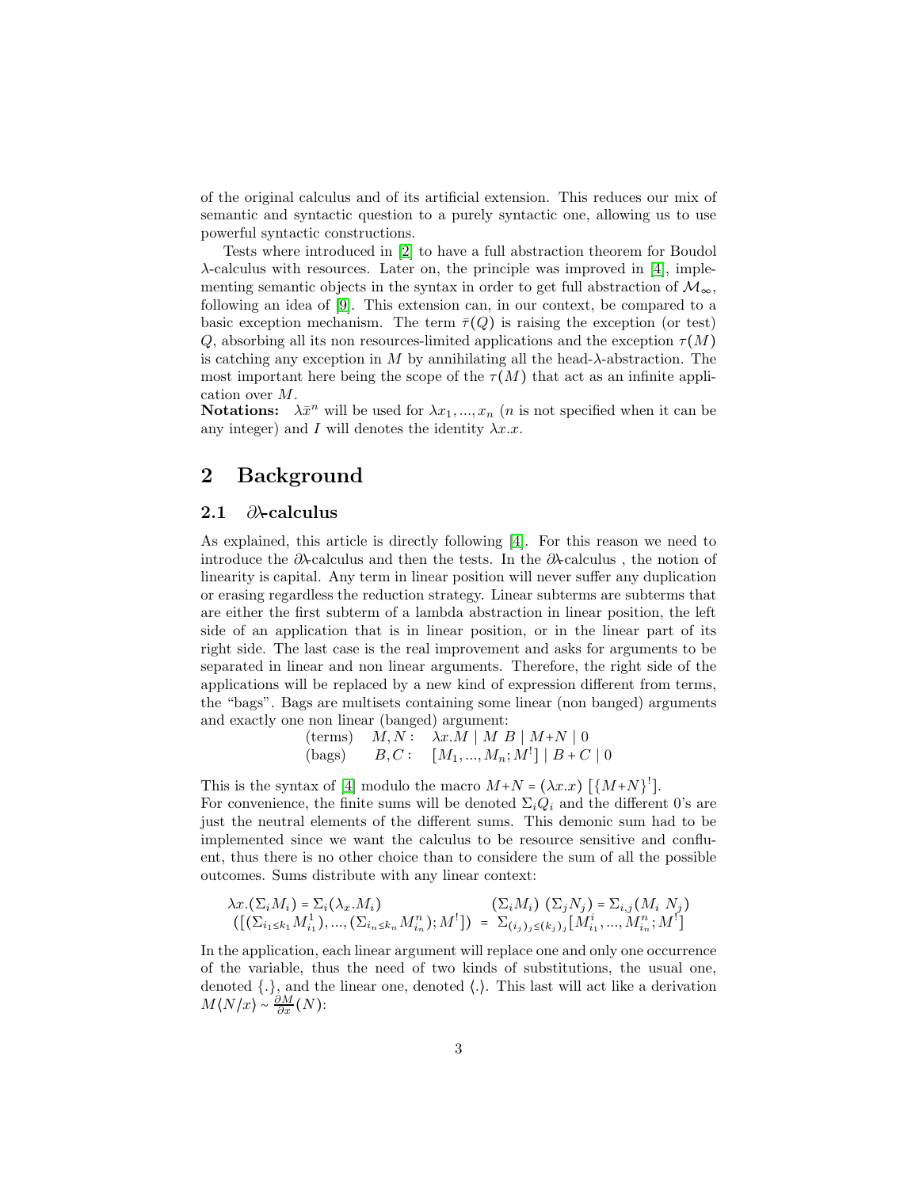of the original calculus and of its artificial extension. This reduces our mix of semantic and syntactic question to a purely syntactic one, allowing us to use powerful syntactic constructions.

Tests where introduced in [2] to have a full abstraction theorem for Boudol $\lambda$-calculus with resources. Later on, the principle was improved in [4], implementing semantic objects in the syntax in order to get full abstraction of $\mathcal{M}_\infty$, following an idea of [9]. This extension can, in our context, be compared to a basic exception mechanism. The term $\bar\tau(Q)$ is raising the exception (or test) $Q$, absorbing all its non resources-limited applications and the exception $\tau(M)$ is catching any exception in $M$ by annihilating all the head-$\lambda$-abstraction. The most important here being the scope of the $\tau(M)$ that act as an infinite application over $M$.

**Notations:** $\lambda\bar{x}^n$ will be used for $\lambda x_1, ..., x_n$ ($n$ is not specified when it can be any integer) and $I$ will denotes the identity $\lambda x.x$.

## 2 Background

### 2.1 $\partial\lambda$-calculus

As explained, this article is directly following [4]. For this reason we need to introduce the $\partial\lambda$-calculus and then the tests. In the $\partial\lambda$-calculus , the notion of linearity is capital. Any term in linear position will never suffer any duplication or erasing regardless the reduction strategy. Linear subterms are subterms that are either the first subterm of a lambda abstraction in linear position, the left side of an application that is in linear position, or in the linear part of its right side. The last case is the real improvement and asks for arguments to be separated in linear and non linear arguments. Therefore, the right side of the applications will be replaced by a new kind of expression different from terms, the "bags". Bags are multisets containing some linear (non banged) arguments and exactly one non linear (banged) argument:

$$
\begin{array}{lll}
\text{(terms)} & M, N: & \lambda x.M \mid M\ B \mid M{+}N \mid 0 \\
\text{(bags)} & B, C: & [M_1, ..., M_n; M^!] \mid B + C \mid 0
\end{array}
$$

This is the syntax of [4] modulo the macro $M{+}N = (\lambda x.x)\ [\{M{+}N\}^!]$.
For convenience, the finite sums will be denoted $\Sigma_i Q_i$ and the different 0's are just the neutral elements of the different sums. This demonic sum had to be implemented since we want the calculus to be resource sensitive and confluent, thus there is no other choice than to considere the sum of all the possible outcomes. Sums distribute with any linear context:

$$
\begin{array}{ll}
\lambda x.(\Sigma_i M_i) = \Sigma_i(\lambda_x.M_i) & (\Sigma_i M_i)\ (\Sigma_j N_j) = \Sigma_{i,j}(M_i\ N_j) \\
([(\Sigma_{i_1 \le k_1} M^1_{i_1}), ..., (\Sigma_{i_n \le k_n} M^n_{i_n}); M^!]) & = \ \Sigma_{(i_j)_j \le (k_j)_j}[M^i_{i_1}, ..., M^n_{i_n}; M^!]
\end{array}
$$

In the application, each linear argument will replace one and only one occurrence of the variable, thus the need of two kinds of substitutions, the usual one, denoted $\{.\}$, and the linear one, denoted $\langle . \rangle$. This last will act like a derivation $M\langle N/x\rangle \sim \frac{\partial M}{\partial x}(N)$: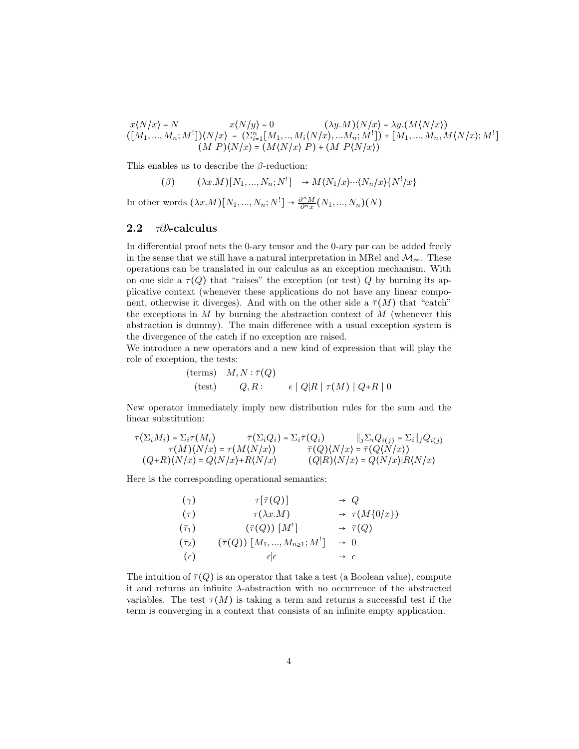$$x\langle N/x\rangle = N \qquad x\langle N/y\rangle = 0 \qquad (\lambda y.M)\langle N/x\rangle = \lambda y.(M\langle N/x\rangle)$$

$$([M_1,...,M_n;M^!])\langle N/x\rangle = (\Sigma_{i=1}^n[M_1,..,M_i\langle N/x\rangle,...M_n;M^!]) + [M_1,...,M_n,M\langle N/x\rangle;M^!]$$

$$(M\ P)\langle N/x\rangle = (M\langle N/x\rangle\ P) + (M\ P\langle N/x\rangle)$$

This enables us to describe the $\beta$-reduction:

$$(\beta) \qquad (\lambda x.M)[N_1,...,N_n;N^!] \ \to M\langle N_1/x\rangle\cdots\langle N_n/x\rangle\{N^!/x\}$$

In other words $(\lambda x.M)[N_1,...,N_n;N^!] \to \frac{\partial^n M}{\partial^n x}(N_1,...,N_n)(N)$

## 2.2 $\tau\partial\lambda$-calculus

In differential proof nets the 0-ary tensor and the 0-ary par can be added freely in the sense that we still have a natural interpretation in MRel and $\mathcal{M}_\infty$. These operations can be translated in our calculus as an exception mechanism. With on one side a $\tau(Q)$ that "raises" the exception (or test) $Q$ by burning its applicative context (whenever these applications do not have any linear component, otherwise it diverges). And with on the other side a $\bar{\tau}(M)$ that "catch" the exceptions in $M$ by burning the abstraction context of $M$ (whenever this abstraction is dummy). The main difference with a usual exception system is the divergence of the catch if no exception are raised.

We introduce a new operators and a new kind of expression that will play the role of exception, the tests:

$$\begin{array}{lll} \text{(terms)} & M,N: \bar{\tau}(Q) & \\ \text{(test)} & Q,R: & \epsilon \mid Q|R \mid \tau(M) \mid Q+R \mid 0 \end{array}$$

New operator immediately imply new distribution rules for the sum and the linear substitution:

$$\tau(\Sigma_i M_i) = \Sigma_i \tau(M_i) \qquad \bar{\tau}(\Sigma_i Q_i) = \Sigma_i \bar{\tau}(Q_i) \qquad \|_j \Sigma_i Q_{i(j)} = \Sigma_i \|_j Q_{i(j)}$$

$$\tau(M)\langle N/x\rangle = \tau(M\langle N/x\rangle) \qquad \bar{\tau}(Q)\langle N/x\rangle = \bar{\tau}(Q\langle N/x\rangle)$$

$$(Q+R)\langle N/x\rangle = Q\langle N/x\rangle + R\langle N/x\rangle \qquad (Q|R)\langle N/x\rangle = Q\langle N/x\rangle | R\langle N/x\rangle$$

Here is the corresponding operational semantics:

$$\begin{array}{lll} (\gamma) & \tau[\bar{\tau}(Q)] & \to Q \\ (\tau) & \tau(\lambda x.M) & \to \tau(M\{0/x\}) \\ (\bar{\tau}_1) & (\bar{\tau}(Q))\ [M^!] & \to \bar{\tau}(Q) \\ (\bar{\tau}_2) & (\bar{\tau}(Q))\ [M_1,...,M_{n\geq 1};M^!] & \to 0 \\ (\epsilon) & \epsilon|\epsilon & \to \epsilon \end{array}$$

The intuition of $\bar{\tau}(Q)$ is an operator that take a test (a Boolean value), compute it and returns an infinite $\lambda$-abstraction with no occurrence of the abstracted variables. The test $\tau(M)$ is taking a term and returns a successful test if the term is converging in a context that consists of an infinite empty application.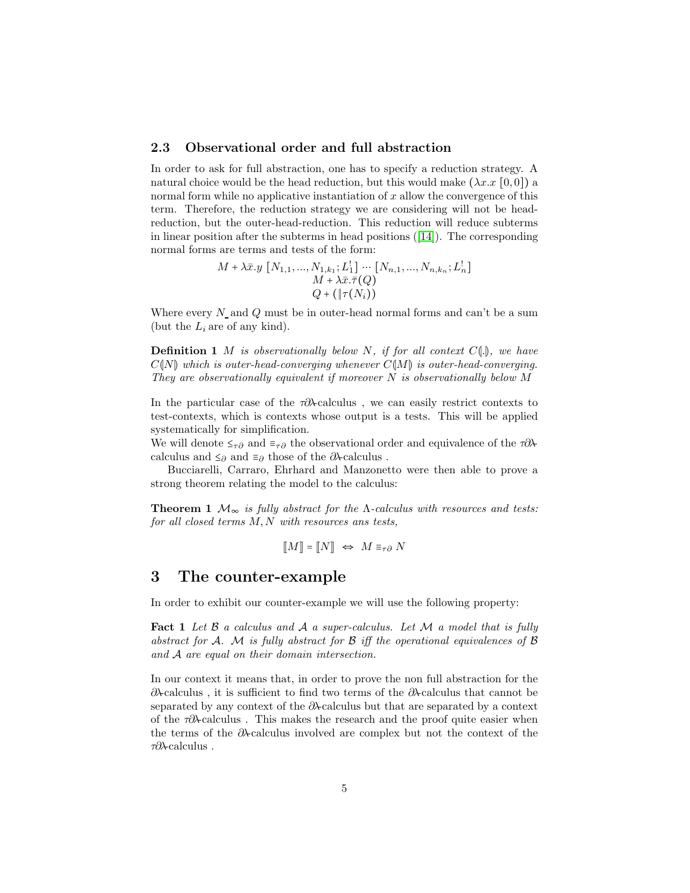### 2.3 Observational order and full abstraction

In order to ask for full abstraction, one has to specify a reduction strategy. A natural choice would be the head reduction, but this would make $(\lambda x.x\ [0,0])$ a normal form while no applicative instantiation of $x$ allow the convergence of this term. Therefore, the reduction strategy we are considering will not be head-reduction, but the outer-head-reduction. This reduction will reduce subterms in linear position after the subterms in head positions ([14]). The corresponding normal forms are terms and tests of the form:

$$M + \lambda \bar{x}.y\ [N_{1,1}, ..., N_{1,k_1}; L_1^!] \cdots [N_{n,1}, ..., N_{n,k_n}; L_n^!]$$
$$M + \lambda \bar{x}.\bar{\tau}(Q)$$
$$Q + (\|\tau(N_i))$$

Where every $N$ and $Q$ must be in outer-head normal forms and can't be a sum (but the $L_i$ are of any kind).

**Definition 1** *$M$ is observationally below $N$, if for all context $C(\!|.|\!)$, we have $C(\!|N|\!)$ which is outer-head-converging whenever $C(\!|M|\!)$ is outer-head-converging. They are observationally equivalent if moreover $N$ is observationally below $M$*

In the particular case of the $\tau\partial\lambda$-calculus , we can easily restrict contexts to test-contexts, which is contexts whose output is a tests. This will be applied systematically for simplification.
We will denote $\leq_{\tau\partial}$ and $\equiv_{\tau\partial}$ the observational order and equivalence of the $\tau\partial\lambda$-calculus and $\leq_{\partial}$ and $\equiv_{\partial}$ those of the $\partial\lambda$-calculus .

Bucciarelli, Carraro, Ehrhard and Manzonetto were then able to prove a strong theorem relating the model to the calculus:

**Theorem 1** *$\mathcal{M}_\infty$ is fully abstract for the $\Lambda$-calculus with resources and tests: for all closed terms $M, N$ with resources ans tests,*

$$[\![M]\!] = [\![N]\!] \;\Leftrightarrow\; M \equiv_{\tau\partial} N$$

# 3 The counter-example

In order to exhibit our counter-example we will use the following property:

**Fact 1** *Let $\mathcal{B}$ a calculus and $\mathcal{A}$ a super-calculus. Let $\mathcal{M}$ a model that is fully abstract for $\mathcal{A}$. $\mathcal{M}$ is fully abstract for $\mathcal{B}$ iff the operational equivalences of $\mathcal{B}$ and $\mathcal{A}$ are equal on their domain intersection.*

In our context it means that, in order to prove the non full abstraction for the $\partial\lambda$-calculus , it is sufficient to find two terms of the $\partial\lambda$-calculus that cannot be separated by any context of the $\partial\lambda$-calculus but that are separated by a context of the $\tau\partial\lambda$-calculus . This makes the research and the proof quite easier when the terms of the $\partial\lambda$-calculus involved are complex but not the context of the $\tau\partial\lambda$-calculus .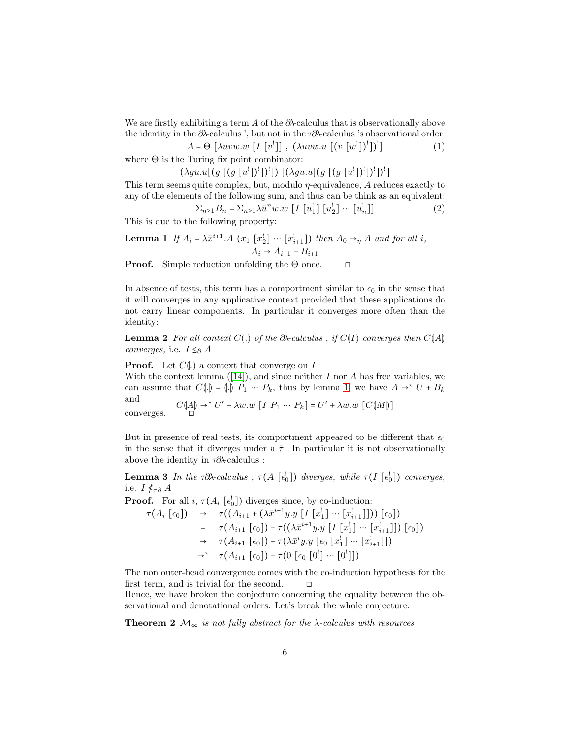We are firstly exhibiting a term $A$ of the $\partial\lambda$-calculus that is observationally above the identity in the $\partial\lambda$-calculus ', but not in the $\tau\partial\lambda$-calculus 's observational order:

$$A = \Theta\ [\lambda uvw.w\ [I\ [v^!]]\ ,\ (\lambda uvw.u\ [(v\ [w^!])^!])^!] \tag{1}$$

where $\Theta$ is the Turing fix point combinator:

$$(\lambda gu.u[(g\ [(g\ [u^!])^!])^!])\ [(\lambda gu.u[(g\ [(g\ [u^!])^!])^!])^!]$$

This term seems quite complex, but, modulo $\eta$-equivalence, $A$ reduces exactly to any of the elements of the following sum, and thus can be think as an equivalent:

$$\Sigma_{n\geq 1} B_n = \Sigma_{n\geq 1} \lambda \bar{u}^n w.w\ [I\ [u_1^!]\ [u_2^!] \cdots [u_n^!]] \tag{2}$$

This is due to the following property:

**Lemma 1** *If $A_i = \lambda \bar{x}^{i+1}.A\ (x_1\ [x_2^!] \cdots [x_{i+1}^!])$ then $A_0 \to_\eta A$ and for all $i$,*

$$A_i \to A_{i+1} + B_{i+1}$$

**Proof.** Simple reduction unfolding the $\Theta$ once. $\square$

In absence of tests, this term has a comportment similar to $\epsilon_0$ in the sense that it will converges in any applicative context provided that these applications do not carry linear components. In particular it converges more often than the identity:

**Lemma 2** *For all context $C(\!|.|\!)$ of the $\partial\lambda$-calculus , if $C(\!|I|\!)$ converges then $C(\!|A|\!)$ converges,* i.e. $I \leq_\partial A$

**Proof.** Let $C(\!|.|\!)$ a context that converge on $I$

With the context lemma ([14]), and since neither $I$ nor $A$ has free variables, we can assume that $C(\!|.|\!) = (\!|.|\!)\ P_1 \cdots P_k$, thus by lemma 1, we have $A \to^* U + B_k$ and

$$C(\!|A|\!) \to^* U' + \lambda w.w\ [I\ P_1 \cdots P_k] = U' + \lambda w.w\ [C(\!|M|\!)]$$

converges. $\square$

But in presence of real tests, its comportment appeared to be different that $\epsilon_0$ in the sense that it diverges under a $\bar{\tau}$. In particular it is not observationally above the identity in $\tau\partial\lambda$-calculus :

**Lemma 3** *In the $\tau\partial\lambda$-calculus , $\tau(A\ [\epsilon_0^!])$ diverges, while $\tau(I\ [\epsilon_0^!])$ converges,* i.e. $I \nleq_{\tau\partial} A$

**Proof.** For all $i$, $\tau(A_i\ [\epsilon_0^!])$ diverges since, by co-induction:

$$\begin{array}{rcl}
\tau(A_i\ [\epsilon_0]) & \to & \tau((A_{i+1} + (\lambda \bar{x}^{i+1} y.y\ [I\ [x_1^!] \cdots [x_{i+1}^!]]))\ [\epsilon_0]) \\
& = & \tau(A_{i+1}\ [\epsilon_0]) + \tau((\lambda \bar{x}^{i+1} y.y\ [I\ [x_1^!] \cdots [x_{i+1}^!]])\ [\epsilon_0]) \\
& \to & \tau(A_{i+1}\ [\epsilon_0]) + \tau(\lambda \bar{x}^{i} y.y\ [\epsilon_0\ [x_1^!] \cdots [x_{i+1}^!]]) \\
& \to^* & \tau(A_{i+1}\ [\epsilon_0]) + \tau(0\ [\epsilon_0\ [0^!] \cdots [0^!]])
\end{array}$$

The non outer-head convergence comes with the co-induction hypothesis for the first term, and is trivial for the second. $\square$

Hence, we have broken the conjecture concerning the equality between the observational and denotational orders. Let's break the whole conjecture:

**Theorem 2** *$\mathcal{M}_\infty$ is not fully abstract for the $\lambda$-calculus with resources*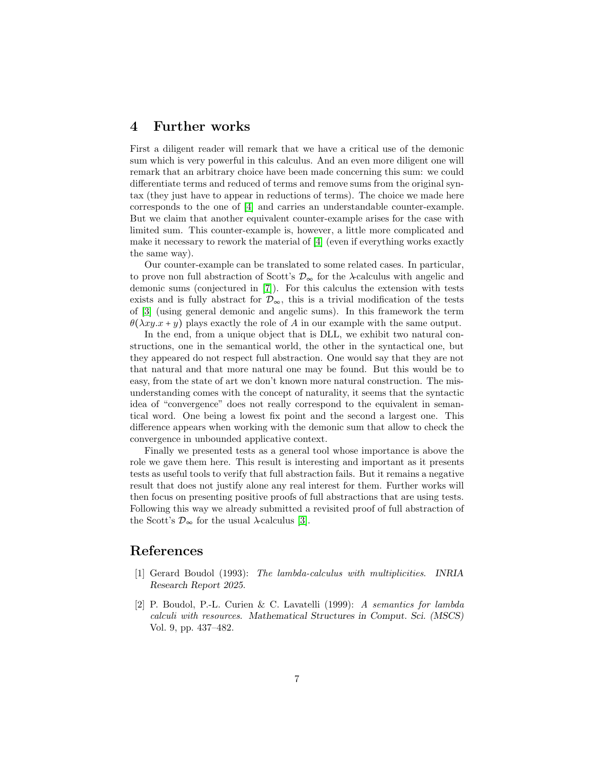## 4 Further works

First a diligent reader will remark that we have a critical use of the demonic sum which is very powerful in this calculus. And an even more diligent one will remark that an arbitrary choice have been made concerning this sum: we could differentiate terms and reduced of terms and remove sums from the original syntax (they just have to appear in reductions of terms). The choice we made here corresponds to the one of [4] and carries an understandable counter-example. But we claim that another equivalent counter-example arises for the case with limited sum. This counter-example is, however, a little more complicated and make it necessary to rework the material of [4] (even if everything works exactly the same way).

Our counter-example can be translated to some related cases. In particular, to prove non full abstraction of Scott's $\mathcal{D}_\infty$ for the $\lambda$-calculus with angelic and demonic sums (conjectured in [7]). For this calculus the extension with tests exists and is fully abstract for $\mathcal{D}_\infty$, this is a trivial modification of the tests of [3] (using general demonic and angelic sums). In this framework the term $\theta(\lambda xy.x + y)$ plays exactly the role of $A$ in our example with the same output.

In the end, from a unique object that is DLL, we exhibit two natural constructions, one in the semantical world, the other in the syntactical one, but they appeared do not respect full abstraction. One would say that they are not that natural and that more natural one may be found. But this would be to easy, from the state of art we don't known more natural construction. The misunderstanding comes with the concept of naturality, it seems that the syntactic idea of "convergence" does not really correspond to the equivalent in semantical word. One being a lowest fix point and the second a largest one. This difference appears when working with the demonic sum that allow to check the convergence in unbounded applicative context.

Finally we presented tests as a general tool whose importance is above the role we gave them here. This result is interesting and important as it presents tests as useful tools to verify that full abstraction fails. But it remains a negative result that does not justify alone any real interest for them. Further works will then focus on presenting positive proofs of full abstractions that are using tests. Following this way we already submitted a revisited proof of full abstraction of the Scott's $\mathcal{D}_\infty$ for the usual $\lambda$-calculus [3].

## References

[1] Gerard Boudol (1993): *The lambda-calculus with multiplicities*. *INRIA Research Report 2025*.

[2] P. Boudol, P.-L. Curien & C. Lavatelli (1999): *A semantics for lambda calculi with resources*. *Mathematical Structures in Comput. Sci. (MSCS)* Vol. 9, pp. 437–482.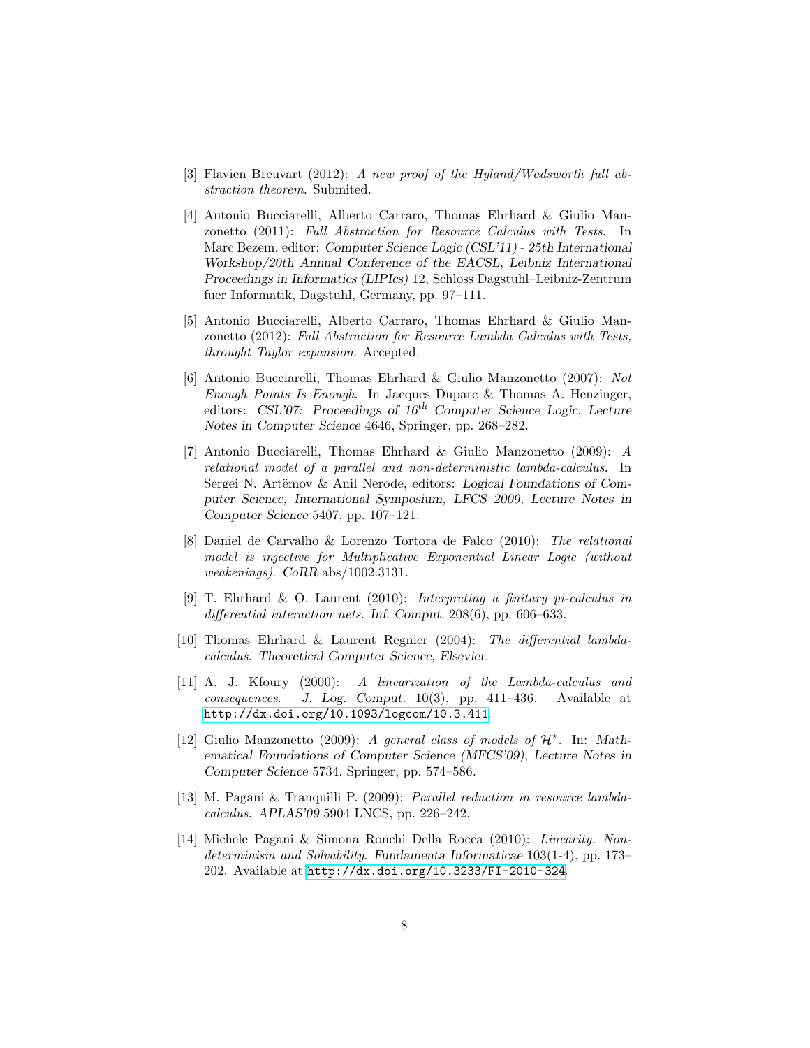[3] Flavien Breuvart (2012): *A new proof of the Hyland/Wadsworth full abstraction theorem*. Submited.

[4] Antonio Bucciarelli, Alberto Carraro, Thomas Ehrhard & Giulio Manzonetto (2011): *Full Abstraction for Resource Calculus with Tests*. In Marc Bezem, editor: *Computer Science Logic (CSL'11) - 25th International Workshop/20th Annual Conference of the EACSL*, *Leibniz International Proceedings in Informatics (LIPIcs)* 12, Schloss Dagstuhl–Leibniz-Zentrum fuer Informatik, Dagstuhl, Germany, pp. 97–111.

[5] Antonio Bucciarelli, Alberto Carraro, Thomas Ehrhard & Giulio Manzonetto (2012): *Full Abstraction for Resource Lambda Calculus with Tests, throught Taylor expansion*. Accepted.

[6] Antonio Bucciarelli, Thomas Ehrhard & Giulio Manzonetto (2007): *Not Enough Points Is Enough*. In Jacques Duparc & Thomas A. Henzinger, editors: *CSL'07: Proceedings of $16^{th}$ Computer Science Logic*, *Lecture Notes in Computer Science* 4646, Springer, pp. 268–282.

[7] Antonio Bucciarelli, Thomas Ehrhard & Giulio Manzonetto (2009): *A relational model of a parallel and non-deterministic lambda-calculus*. In Sergei N. Artëmov & Anil Nerode, editors: *Logical Foundations of Computer Science, International Symposium, LFCS 2009*, *Lecture Notes in Computer Science* 5407, pp. 107–121.

[8] Daniel de Carvalho & Lorenzo Tortora de Falco (2010): *The relational model is injective for Multiplicative Exponential Linear Logic (without weakenings)*. *CoRR* abs/1002.3131.

[9] T. Ehrhard & O. Laurent (2010): *Interpreting a finitary pi-calculus in differential interaction nets*. *Inf. Comput.* 208(6), pp. 606–633.

[10] Thomas Ehrhard & Laurent Regnier (2004): *The differential lambda-calculus*. *Theoretical Computer Science, Elsevier*.

[11] A. J. Kfoury (2000): *A linearization of the Lambda-calculus and consequences*. *J. Log. Comput.* 10(3), pp. 411–436. Available at http://dx.doi.org/10.1093/logcom/10.3.411.

[12] Giulio Manzonetto (2009): *A general class of models of $\mathcal{H}^\star$*. In: *Mathematical Foundations of Computer Science (MFCS'09)*, *Lecture Notes in Computer Science* 5734, Springer, pp. 574–586.

[13] M. Pagani & Tranquilli P. (2009): *Parallel reduction in resource lambda-calculus*. *APLAS'09* 5904 LNCS, pp. 226–242.

[14] Michele Pagani & Simona Ronchi Della Rocca (2010): *Linearity, Non-determinism and Solvability*. *Fundamenta Informaticae* 103(1-4), pp. 173–202. Available at http://dx.doi.org/10.3233/FI-2010-324.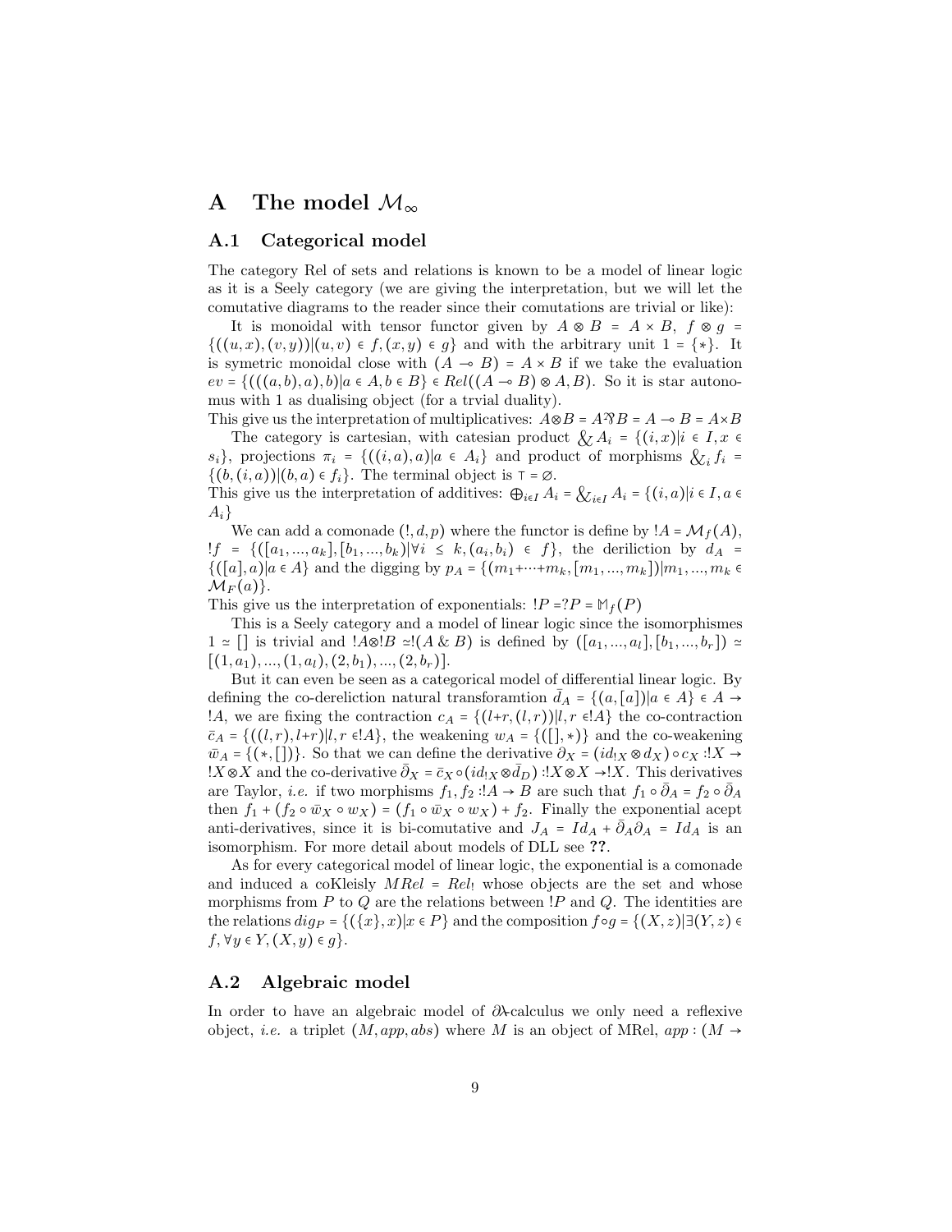# A The model $\mathcal{M}_\infty$

## A.1 Categorical model

The category Rel of sets and relations is known to be a model of linear logic as it is a Seely category (we are giving the interpretation, but we will let the comutative diagrams to the reader since their comutations are trivial or like):

It is monoidal with tensor functor given by $A \otimes B = A \times B$, $f \otimes g = \{((u,x),(v,y)) | (u,v) \in f, (x,y) \in g\}$ and with the arbitrary unit $1 = \{*\}$. It is symetric monoidal close with $(A \multimap B) = A \times B$ if we take the evaluation $ev = \{(((a,b),a),b) | a \in A, b \in B\} \in Rel((A \multimap B) \otimes A, B)$. So it is star autonomus with 1 as dualising object (for a trvial duality).

This give us the interpretation of multiplicatives: $A \otimes B = A ⅋ B = A \multimap B = A \times B$

The category is cartesian, with catesian product $\&A_i = \{(i,x) | i \in I, x \in s_i\}$, projections $\pi_i = \{((i,a),a) | a \in A_i\}$ and product of morphisms $\&_i f_i = \{(b,(i,a)) | (b,a) \in f_i\}$. The terminal object is $\top = \varnothing$.

This give us the interpretation of additives: $\bigoplus_{i \in I} A_i = \&_{i \in I} A_i = \{(i,a) | i \in I, a \in A_i\}$

We can add a comonade $(!, d, p)$ where the functor is define by $!A = \mathcal{M}_f(A)$, $!f = \{([a_1,...,a_k],[b_1,...,b_k]) | \forall i \le k, (a_i,b_i) \in f\}$, the deriliction by $d_A = \{([a],a) | a \in A\}$ and the digging by $p_A = \{(m_1 + \cdots + m_k, [m_1,...,m_k]) | m_1,...,m_k \in \mathcal{M}_F(a)\}$.

This give us the interpretation of exponentials: $!P = ?P = \mathbb{M}_f(P)$

This is a Seely category and a model of linear logic since the isomorphismes $1 \simeq []$ is trivial and $!A \otimes !B \simeq !(A \& B)$ is defined by $([a_1,...,a_l],[b_1,...,b_r]) \simeq [(1,a_1),...,(1,a_l),(2,b_1),...,(2,b_r)]$.

But it can even be seen as a categorical model of differential linear logic. By defining the co-dereliction natural transforamtion $\bar{d}_A = \{(a,[a]) | a \in A\} \in A \to !A$, we are fixing the contraction $c_A = \{(l+r,(l,r)) | l, r \in !A\}$ the co-contraction $\bar{c}_A = \{((l,r), l+r) | l, r \in !A\}$, the weakening $w_A = \{([], *)\}$ and the co-weakening $\bar{w}_A = \{(*, [])\}$. So that we can define the derivative $\partial_X = (id_{!X} \otimes d_X) \circ c_X : !X \to !X \otimes X$ and the co-derivative $\bar{\partial}_X = \bar{c}_X \circ (id_{!X} \otimes \bar{d}_D) : !X \otimes X \to !X$. This derivatives are Taylor, *i.e.* if two morphisms $f_1, f_2 : !A \to B$ are such that $f_1 \circ \bar{\partial}_A = f_2 \circ \bar{\partial}_A$ then $f_1 + (f_2 \circ \bar{w}_X \circ w_X) = (f_1 \circ \bar{w}_X \circ w_X) + f_2$. Finally the exponential acept anti-derivatives, since it is bi-comutative and $J_A = Id_A + \bar{\partial}_A \partial_A = Id_A$ is an isomorphism. For more detail about models of DLL see **??**.

As for every categorical model of linear logic, the exponential is a comonade and induced a coKleisly $MRel = Rel_!$ whose objects are the set and whose morphisms from $P$ to $Q$ are the relations between $!P$ and $Q$. The identities are the relations $dig_P = \{(\{x\}, x) | x \in P\}$ and the composition $f \circ g = \{(X,z) | \exists (Y,z) \in f, \forall y \in Y, (X,y) \in g\}$.

## A.2 Algebraic model

In order to have an algebraic model of $\partial\lambda$-calculus we only need a reflexive object, *i.e.* a triplet $(M, app, abs)$ where $M$ is an object of MRel, $app : (M \to$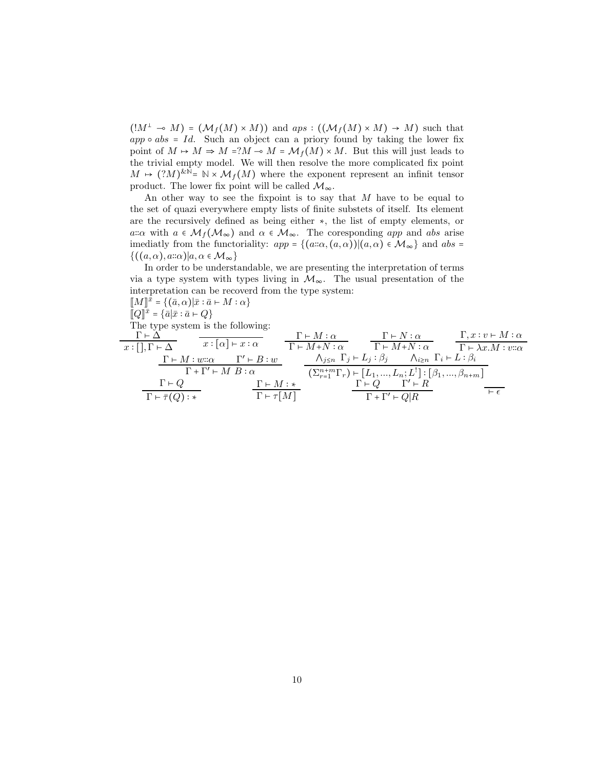$(!M^{\perp} \multimap M) = (\mathcal{M}_f(M) \times M))$ and $aps : ((\mathcal{M}_f(M) \times M) \to M)$ such that $app \circ abs = Id$. Such an object can a priory found by taking the lower fix point of $M \mapsto M \Rightarrow M = ?M \multimap M = \mathcal{M}_f(M) \times M$. But this will just leads to the trivial empty model. We will then resolve the more complicated fix point $M \mapsto (?M)^{\&\mathbb{N}} = \mathbb{N} \times \mathcal{M}_f(M)$ where the exponent represent an infinit tensor product. The lower fix point will be called $\mathcal{M}_\infty$.

An other way to see the fixpoint is to say that $M$ have to be equal to the set of quazi everywhere empty lists of finite substets of itself. Its element are the recursively defined as being either $*$, the list of empty elements, or $a{::}\alpha$ with $a \in \mathcal{M}_f(\mathcal{M}_\infty)$ and $\alpha \in \mathcal{M}_\infty$. The coresponding $app$ and $abs$ arise imediatly from the functoriality: $app = \{(a{::}\alpha, (a, \alpha)) | (a, \alpha) \in \mathcal{M}_\infty\}$ and $abs = \{((a, \alpha), a{::}\alpha) | a, \alpha \in \mathcal{M}_\infty\}$

In order to be understandable, we are presenting the interpretation of terms via a type system with types living in $\mathcal{M}_\infty$. The usual presentation of the interpretation can be recoverd from the type system:

$[\![M]\!]^{\bar{x}} = \{(\bar{a}, \alpha) | \bar{x} : \bar{a} \vdash M : \alpha\}$

$[\![Q]\!]^{\bar{x}} = \{\bar{a} | \bar{x} : \bar{a} \vdash Q\}$

The type system is the following:

$$\frac{\Gamma \vdash \Delta}{x : [\,], \Gamma \vdash \Delta} \qquad \frac{}{x : [\alpha] \vdash x : \alpha} \qquad \frac{\Gamma \vdash M : \alpha}{\Gamma \vdash M{+}N : \alpha} \qquad \frac{\Gamma \vdash N : \alpha}{\Gamma \vdash M{+}N : \alpha} \qquad \frac{\Gamma, x : v \vdash M : \alpha}{\Gamma \vdash \lambda x.M : v{::}\alpha}$$

$$\frac{\Gamma \vdash M : w{::}\alpha \qquad \Gamma' \vdash B : w}{\Gamma + \Gamma' \vdash M\ B : \alpha} \qquad \frac{\bigwedge_{j \leq n}\ \Gamma_j \vdash L_j : \beta_j \qquad \bigwedge_{i \geq n}\ \Gamma_i \vdash L : \beta_i}{(\Sigma_{r=1}^{n+m} \Gamma_r) \vdash [L_1, ..., L_n; L^!] : [\beta_1, ..., \beta_{n+m}]}$$

$$\frac{\Gamma \vdash Q}{\Gamma \vdash \bar{\tau}(Q) : *} \qquad \frac{\Gamma \vdash M : *}{\Gamma \vdash \tau[M]} \qquad \frac{\Gamma \vdash Q \qquad \Gamma' \vdash R}{\Gamma + \Gamma' \vdash Q | R} \qquad \frac{}{\vdash \epsilon}$$